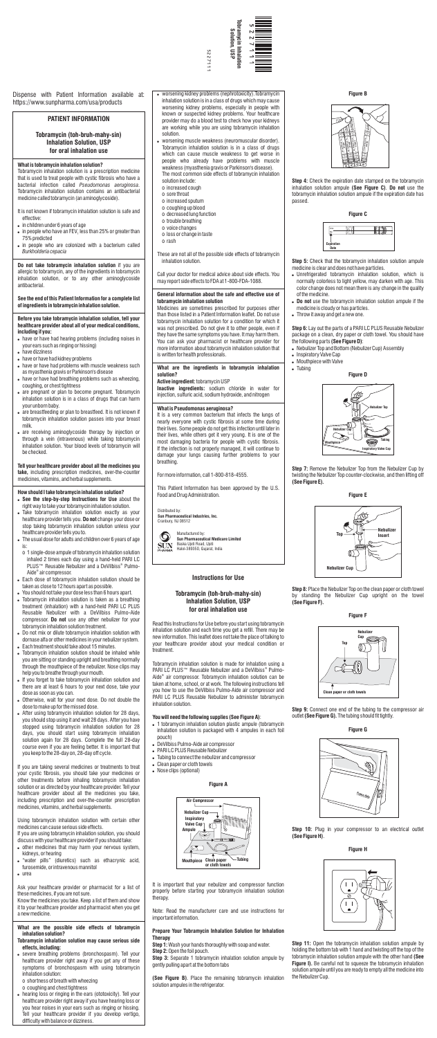Dispense with Patient Information available at: https://www.sunpharma.com/usa/products

# PATIENT INFORMATION

## Tobramycin (toh-bruh-mahy-sin) Inhalation Solution, USP for oral inhalation use

**What is tobramycin inhalation solution?**

Tobramycin inhalation solution is a prescription medicine that is used to treat people with cystic fibrosis who have a bacterial infection called *Pseudomonas aeruginosa*. Tobramycin inhalation solution contains an antibacterial medicine called tobramycin (an aminoglycoside).

It is not known if tobramycin inhalation solution is safe and effective:

- in children under 6 years of age
- in people who have an $FEV_1$ less than 25% or greater than 75% predicted
- in people who are colonized with a bacterium called *Burkholderia cepacia*

**Do not take tobramycin inhalation solution** if you are allergic to tobramycin, any of the ingredients in tobramycin inhalation solution, or to any other aminoglycoside antibacterial.

**See the end of this Patient Information for a complete list of ingredients in tobramycin inhalation solution.**

**Before you take tobramycin inhalation solution, tell your healthcare provider about all of your medical conditions, including if you:**

- have or have had hearing problems (including noises in your ears such as ringing or hissing)
- have dizziness
- have or have had kidney problems
- have or have had problems with muscle weakness such as myasthenia gravis or Parkinson's disease
- have or have had breathing problems such as wheezing, coughing, or chest tightness
- are pregnant or plan to become pregnant. Tobramycin inhalation solution is in a class of drugs that can harm your unborn baby.
- are breastfeeding or plan to breastfeed. It is not known if tobramycin inhalation solution passes into your breast milk.
- are receiving aminoglycoside therapy by injection or through a vein (intravenous) while taking tobramycin inhalation solution. Your blood levels of tobramycin will be checked.

**Tell your healthcare provider about all the medicines you take**, including prescription medicines, over-the-counter medicines, vitamins, and herbal supplements.

**How should I take tobramycin inhalation solution?**

- **See the step-by-step Instructions for Use** about the right way to take your tobramycin inhalation solution.
- Take tobramycin inhalation solution exactly as your healthcare provider tells you. **Do not** change your dose or stop taking tobramycin inhalation solution unless your healthcare provider tells you to.
- The usual dose for adults and children over 6 years of age is:
  - o 1 single-dose ampule of tobramycin inhalation solution inhaled 2 times each day using a hand-held PARI LC PLUS™ Reusable Nebulizer and a DeVilbiss® Pulmo-Aide® air compressor.
- Each dose of tobramycin inhalation solution should be taken as close to 12 hours apart as possible.
- You should not take your dose less than 6 hours apart.
- Tobramycin inhalation solution is taken as a breathing treatment (inhalation) with a hand-held PARI LC PLUS Reusable Nebulizer with a DeVilbiss Pulmo-Aide compressor. **Do not** use any other nebulizer for your tobramycin inhalation solution treatment.
- Do not mix or dilute tobramycin inhalation solution with dornase alfa or other medicines in your nebulizer system.
- Each treatment should take about 15 minutes.
- Tobramycin inhalation solution should be inhaled while you are sitting or standing upright and breathing normally through the mouthpiece of the nebulizer. Nose clips may help you to breathe through your mouth.
- If you forget to take tobramycin inhalation solution and there are at least 6 hours to your next dose, take your dose as soon as you can.
- Otherwise, wait for your next dose. Do not double the dose to make up for the missed dose.
- After using tobramycin inhalation solution for 28 days, you should stop using it and wait 28 days. After you have stopped using tobramycin inhalation solution for 28 days, you should start using tobramycin inhalation solution again for 28 days. Complete the full 28-day course even if you are feeling better. It is important that you keep to the 28-day on, 28-day off cycle.

If you are taking several medicines or treatments to treat your cystic fibrosis, you should take your medicines or other treatments before inhaling tobramycin inhalation solution or as directed by your healthcare provider. Tell your healthcare provider about all the medicines you take, including prescription and over-the-counter prescription medicines, vitamins, and herbal supplements.

Using tobramycin inhalation solution with certain other medicines can cause serious side effects.

If you are using tobramycin inhalation solution, you should discuss with your healthcare provider if you should take:

- other medicines that may harm your nervous system, kidneys, or hearing
- "water pills" (diuretics) such as ethacrynic acid, furosemide, or intravenous mannitol
- urea

Ask your healthcare provider or pharmacist for a list of these medicines, if you are not sure.

Know the medicines you take. Keep a list of them and show it to your healthcare provider and pharmacist when you get a new medicine.

**What are the possible side effects of tobramycin inhalation solution?**

**Tobramycin inhalation solution may cause serious side effects, including:**

- severe breathing problems (bronchospasm). Tell your healthcare provider right away if you get any of these symptoms of bronchospasm with using tobramycin inhalation solution:
  - o shortness of breath with wheezing
  - o coughing and chest tightness
- hearing loss or ringing in the ears (ototoxicity). Tell your healthcare provider right away if you have hearing loss or you hear noises in your ears such as ringing or hissing. Tell your healthcare provider if you develop vertigo, difficulty with balance or dizziness.
- worsening kidney problems (nephrotoxicity). Tobramycin inhalation solution is in a class of drugs which may cause worsening kidney problems, especially in people with known or suspected kidney problems. Your healthcare provider may do a blood test to check how your kidneys are working while you are using tobramycin inhalation solution.
- worsening muscle weakness (neuromuscular disorder). Tobramycin inhalation solution is in a class of drugs which can cause muscle weakness to get worse in people who already have problems with muscle weakness (myasthenia gravis or Parkinson's disease).

The most common side effects of tobramycin inhalation solution include:

- o increased cough
- o sore throat
- o increased sputum
- o coughing up blood
- o decreased lung function
- o trouble breathing
- o voice changes
- o loss or change in taste
- o rash

These are not all of the possible side effects of tobramycin inhalation solution.

Call your doctor for medical advice about side effects. You may report side effects to FDA at 1-800-FDA-1088.

**General information about the safe and effective use of tobramycin inhalation solution**

Medicines are sometimes prescribed for purposes other than those listed in a Patient Information leaflet. Do not use tobramycin inhalation solution for a condition for which it was not prescribed. Do not give it to other people, even if they have the same symptoms you have. It may harm them. You can ask your pharmacist or healthcare provider for more information about tobramycin inhalation solution that is written for health professionals.

**What are the ingredients in tobramycin inhalation solution?**

**Active ingredient:** tobramycin USP

**Inactive ingredients:** sodium chloride in water for injection, sulfuric acid, sodium hydroxide, and nitrogen

**What is Pseudomonas aeruginosa?**

It is a very common bacterium that infects the lungs of nearly everyone with cystic fibrosis at some time during their lives. Some people do not get this infection until later in their lives, while others get it very young. It is one of the most damaging bacteria for people with cystic fibrosis. If the infection is not properly managed, it will continue to damage your lungs causing further problems to your breathing.

For more information, call 1-800-818-4555.

This Patient Information has been approved by the U.S. Food and Drug Administration.

Distributed by:
**Sun Pharmaceutical Industries, Inc.**
Cranbury, NJ 08512

Manufactured by:
**Sun Pharmaceutical Medicare Limited**
Baska Ujeti Road, Ujeti
Halol-389350, Gujarat, India

# Instructions for Use

## Tobramycin (toh-bruh-mahy-sin) Inhalation Solution, USP for oral inhalation use

Read this Instructions for Use before you start using tobramycin inhalation solution and each time you get a refill. There may be new information. This leaflet does not take the place of talking to your healthcare provider about your medical condition or treatment.

Tobramycin inhalation solution is made for inhalation using a PARI LC PLUS™ Reusable Nebulizer and a DeVilbiss® Pulmo-Aide® air compressor. Tobramycin inhalation solution can be taken at home, school, or at work. The following instructions tell you how to use the DeVilbiss Pulmo-Aide air compressor and PARI LC PLUS Reusable Nebulizer to administer tobramycin inhalation solution.

**You will need the following supplies (See Figure A):**

- 1 tobramycin inhalation solution plastic ampule (tobramycin inhalation solution is packaged with 4 ampules in each foil pouch)
- DeVilbiss Pulmo-Aide air compressor
- PARI LC PLUS Reusable Nebulizer
- Tubing to connect the nebulizer and compressor
- Clean paper or cloth towels
- Nose clips (optional)

**Figure A**

It is important that your nebulizer and compressor function properly before starting your tobramycin inhalation solution therapy.

Note: Read the manufacturer care and use instructions for important information.

**Prepare Your Tobramycin Inhalation Solution for Inhalation Therapy**

**Step 1:** Wash your hands thoroughly with soap and water.

**Step 2:** Open the foil pouch.

**Step 3:** Separate 1 tobramycin inhalation solution ampule by gently pulling apart at the bottom tabs

**(See Figure B)**. Place the remaining tobramycin inhalation solution ampules in the refrigerator.

**Figure B**

**Step 4:** Check the expiration date stamped on the tobramycin inhalation solution ampule **(See Figure C)**. **Do not** use the tobramycin inhalation solution ampule if the expiration date has passed.

**Figure C**

**Step 5:** Check that the tobramycin inhalation solution ampule medicine is clear and does not have particles.

- Unrefrigerated tobramycin inhalation solution, which is normally colorless to light yellow, may darken with age. This color change does not mean there is any change in the quality of the medicine.
- **Do not** use the tobramycin inhalation solution ampule if the medicine is cloudy or has particles.
- Throw it away and get a new one.

**Step 6:** Lay out the parts of a PARI LC PLUS Reusable Nebulizer package on a clean, dry paper or cloth towel. You should have the following parts **(See Figure D)**:

- Nebulizer Top and Bottom (Nebulizer Cup) Assembly
- Inspiratory Valve Cap
- Mouthpiece with Valve
- Tubing

**Figure D**

**Step 7:** Remove the Nebulizer Top from the Nebulizer Cup by twisting the Nebulizer Top counter-clockwise, and then lifting off **(See Figure E).**

**Figure E**

**Step 8:** Place the Nebulizer Top on the clean paper or cloth towel by standing the Nebulizer Cup upright on the towel **(See Figure F).**

**Figure F**

**Step 9:** Connect one end of the tubing to the compressor air outlet **(See Figure G).** The tubing should fit tightly.

**Figure G**

**Step 10:** Plug in your compressor to an electrical outlet **(See Figure H)**.

**Figure H**

**Step 11:** Open the tobramycin inhalation solution ampule by holding the bottom tab with 1 hand and twisting off the top of the tobramycin inhalation solution ampule with the other hand **(See Figure I).** Be careful not to squeeze the tobramycin inhalation solution ampule until you are ready to empty all the medicine into the Nebulizer Cup.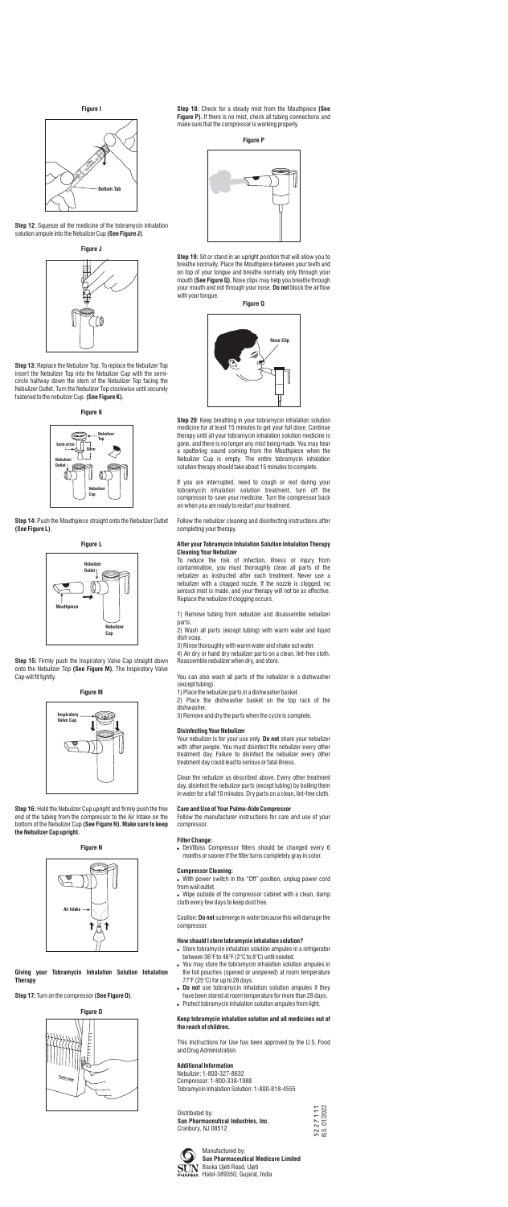**Figure I**

Bottom Tab

**Step 12**: Squeeze all the medicine of the tobramycin inhalation solution ampule into the Nebulizer Cup **(See Figure J)**.

**Figure J**

**Step 13:** Replace the Nebulizer Top. To replace the Nebulizer Top insert the Nebulizer Top into the Nebulizer Cup with the semi-circle halfway down the stem of the Nebulizer Top facing the Nebulizer Outlet. Turn the Nebulizer Top clockwise until securely fastened to the nebulizer Cup. **(See Figure K).**

**Figure K**

Nebulizer Top
Semi-circle
Stem
Nebulizer Outlet
Nebulizer Cup

**Step 14:** Push the Mouthpiece straight onto the Nebulizer Outlet **(See Figure L)**.

**Figure L**

Nebulizer Outlet
Mouthpiece
Nebulizer Cup

**Step 15:** Firmly push the Inspiratory Valve Cap straight down onto the Nebulizer Top **(See Figure M).** The Inspiratory Valve Cap will fit tightly.

**Figure M**

Inspiratory Valve Cap

**Step 16:** Hold the Nebulizer Cup upright and firmly push the free end of the tubing from the compressor to the Air Intake on the bottom of the Nebulizer Cup **(See Figure N). Make sure to keep the Nebulizer Cup upright.**

**Figure N**

Air Intake

**Giving your Tobramycin Inhalation Solution Inhalation Therapy**

**Step 17:** Turn on the compressor **(See Figure O)**.

**Figure O**

**Step 18:** Check for a steady mist from the Mouthpiece **(See Figure P).** If there is no mist, check all tubing connections and make sure that the compressor is working properly.

**Figure P**

**Step 19:** Sit or stand in an upright position that will allow you to breathe normally. Place the Mouthpiece between your teeth and on top of your tongue and breathe normally only through your mouth **(See Figure Q).** Nose clips may help you breathe through your mouth and not through your nose. **Do not** block the airflow with your tongue.

**Figure Q**

Nose Clip

**Step 20**: Keep breathing in your tobramycin inhalation solution medicine for at least 15 minutes to get your full dose. Continue therapy until all your tobramycin inhalation solution medicine is gone, and there is no longer any mist being made. You may hear a sputtering sound coming from the Mouthpiece when the Nebulizer Cup is empty. The entire tobramycin inhalation solution therapy should take about 15 minutes to complete.

If you are interrupted, need to cough or rest during your tobramycin inhalation solution treatment, turn off the compressor to save your medicine. Turn the compressor back on when you are ready to restart your treatment.

Follow the nebulizer cleaning and disinfecting instructions after completing your therapy.

**After your Tobramycin Inhalation Solution Inhalation Therapy**
**Cleaning Your Nebulizer**

To reduce the risk of infection, illness or injury from contamination, you must thoroughly clean all parts of the nebulizer as instructed after each treatment. Never use a nebulizer with a clogged nozzle. If the nozzle is clogged, no aerosol mist is made, and your therapy will not be as effective. Replace the nebulizer if clogging occurs.

1) Remove tubing from nebulizer and disassemble nebulizer parts.
2) Wash all parts (except tubing) with warm water and liquid dish soap.
3) Rinse thoroughly with warm water and shake out water.
4) Air dry or hand dry nebulizer parts on a clean, lint-free cloth. Reassemble nebulizer when dry, and store.

You can also wash all parts of the nebulizer in a dishwasher (except tubing).

1) Place the nebulizer parts in a dishwasher basket.
2) Place the dishwasher basket on the top rack of the dishwasher.
3) Remove and dry the parts when the cycle is complete.

**Disinfecting Your Nebulizer**

Your nebulizer is for your use only. **Do not** share your nebulizer with other people. You must disinfect the nebulizer every other treatment day. Failure to disinfect the nebulizer every other treatment day could lead to serious or fatal illness.

Clean the nebulizer as described above. Every other treatment day, disinfect the nebulizer parts (except tubing) by boiling them in water for a full 10 minutes. Dry parts on a clean, lint-free cloth.

**Care and Use of Your Pulmo-Aide Compressor**

Follow the manufacturer instructions for care and use of your compressor.

**Filter Change:**

- DeVilbiss Compressor filters should be changed every 6 months or sooner if the filter turns completely gray in color.

**Compressor Cleaning:**

- With power switch in the "Off" position, unplug power cord from wall outlet.
- Wipe outside of the compressor cabinet with a clean, damp cloth every few days to keep dust free.

Caution: **Do not** submerge in water because this will damage the compressor.

**How should I store tobramycin inhalation solution?**

- Store tobramycin inhalation solution ampules in a refrigerator between 36°F to 46°F (2°C to 8°C) until needed.
- You may store the tobramycin inhalation solution ampules in the foil pouches (opened or unopened) at room temperature 77°F (25°C) for up to 28 days.
- **Do not** use tobramycin inhalation solution ampules if they have been stored at room temperature for more than 28 days.
- Protect tobramycin inhalation solution ampules from light.

**Keep tobramycin inhalation solution and all medicines out of the reach of children.**

This Instructions for Use has been approved by the U.S. Food and Drug Administration.

**Additional Information**

Nebulizer: 1-800-327-8632
Compressor: 1-800-338-1988
Tobramycin Inhalation Solution: 1-800-818-4555

Distributed by:
**Sun Pharmaceutical Industries, Inc.**
Cranbury, NJ 08512

5227111
ISS. 01/2022

Manufactured by:
**Sun Pharmaceutical Medicare Limited**
Baska Ujeti Road, Ujeti
Halol-389350, Gujarat, India